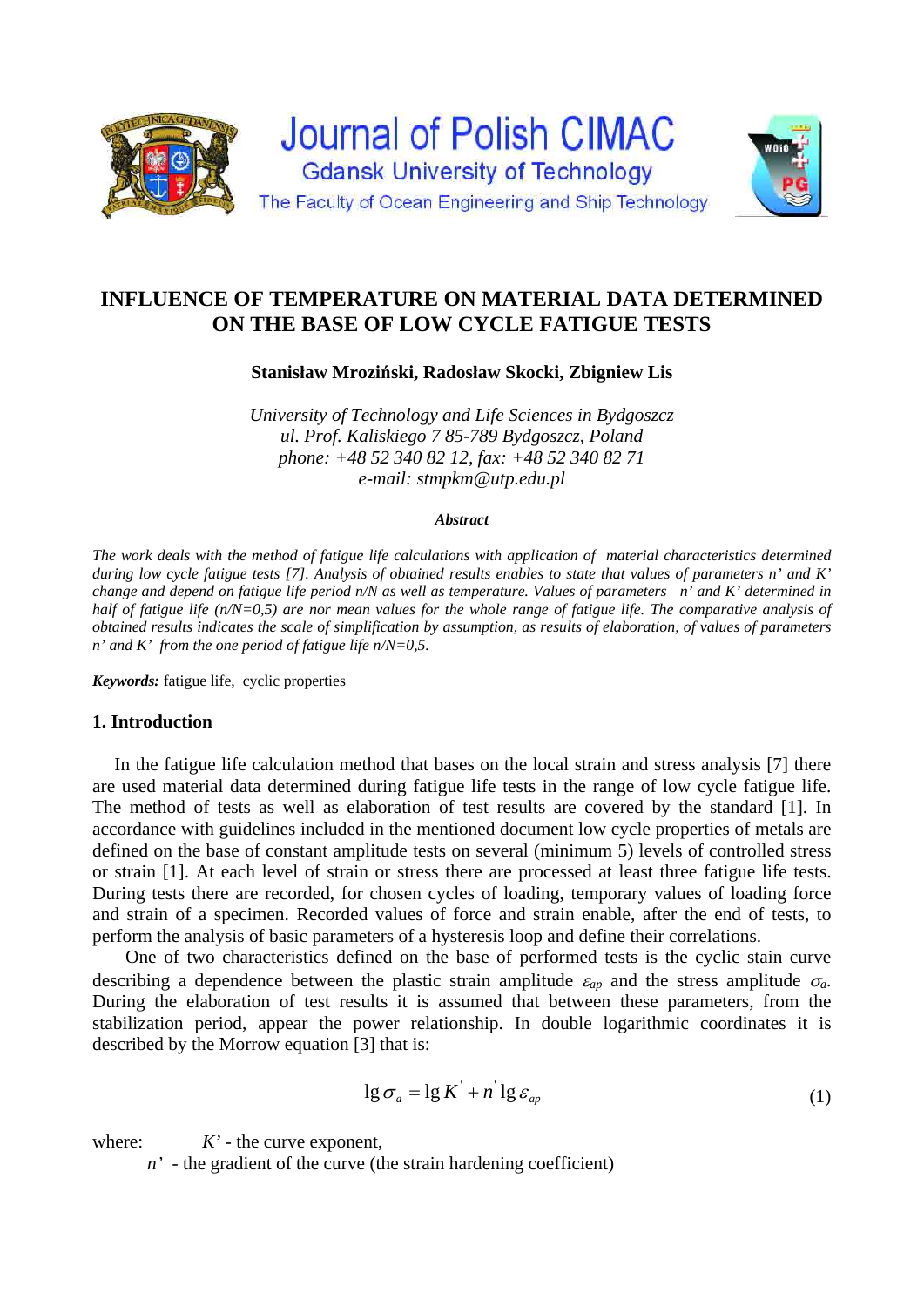Journal of Polish CIMAC

Gdansk University of Technology

The Faculty of Ocean Engineering and Ship Technology

# INFLUENCE OF TEMPERATURE ON MATERIAL DATA DETERMINED ON THE BASE OF LOW CYCLE FATIGUE TESTS

**Stanisław Mroziński, Radosław Skocki, Zbigniew Lis**

*University of Technology and Life Sciences in Bydgoszcz*
*ul. Prof. Kaliskiego 7 85-789 Bydgoszcz, Poland*
*phone: +48 52 340 82 12, fax: +48 52 340 82 71*
*e-mail: stmpkm@utp.edu.pl*

***Abstract***

*The work deals with the method of fatigue life calculations with application of material characteristics determined during low cycle fatigue tests [7]. Analysis of obtained results enables to state that values of parameters n' and K' change and depend on fatigue life period n/N as well as temperature. Values of parameters n' and K' determined in half of fatigue life (n/N=0,5) are nor mean values for the whole range of fatigue life. The comparative analysis of obtained results indicates the scale of simplification by assumption, as results of elaboration, of values of parameters n' and K' from the one period of fatigue life n/N=0,5.*

***Keywords:*** fatigue life, cyclic properties

## 1. Introduction

In the fatigue life calculation method that bases on the local strain and stress analysis [7] there are used material data determined during fatigue life tests in the range of low cycle fatigue life. The method of tests as well as elaboration of test results are covered by the standard [1]. In accordance with guidelines included in the mentioned document low cycle properties of metals are defined on the base of constant amplitude tests on several (minimum 5) levels of controlled stress or strain [1]. At each level of strain or stress there are processed at least three fatigue life tests. During tests there are recorded, for chosen cycles of loading, temporary values of loading force and strain of a specimen. Recorded values of force and strain enable, after the end of tests, to perform the analysis of basic parameters of a hysteresis loop and define their correlations.

One of two characteristics defined on the base of performed tests is the cyclic stain curve describing a dependence between the plastic strain amplitude $\varepsilon_{ap}$ and the stress amplitude $\sigma_a$. During the elaboration of test results it is assumed that between these parameters, from the stabilization period, appear the power relationship. In double logarithmic coordinates it is described by the Morrow equation [3] that is:

$$\lg \sigma_a = \lg K' + n' \lg \varepsilon_{ap} \tag{1}$$

where: $K'$ - the curve exponent,
$n'$ - the gradient of the curve (the strain hardening coefficient)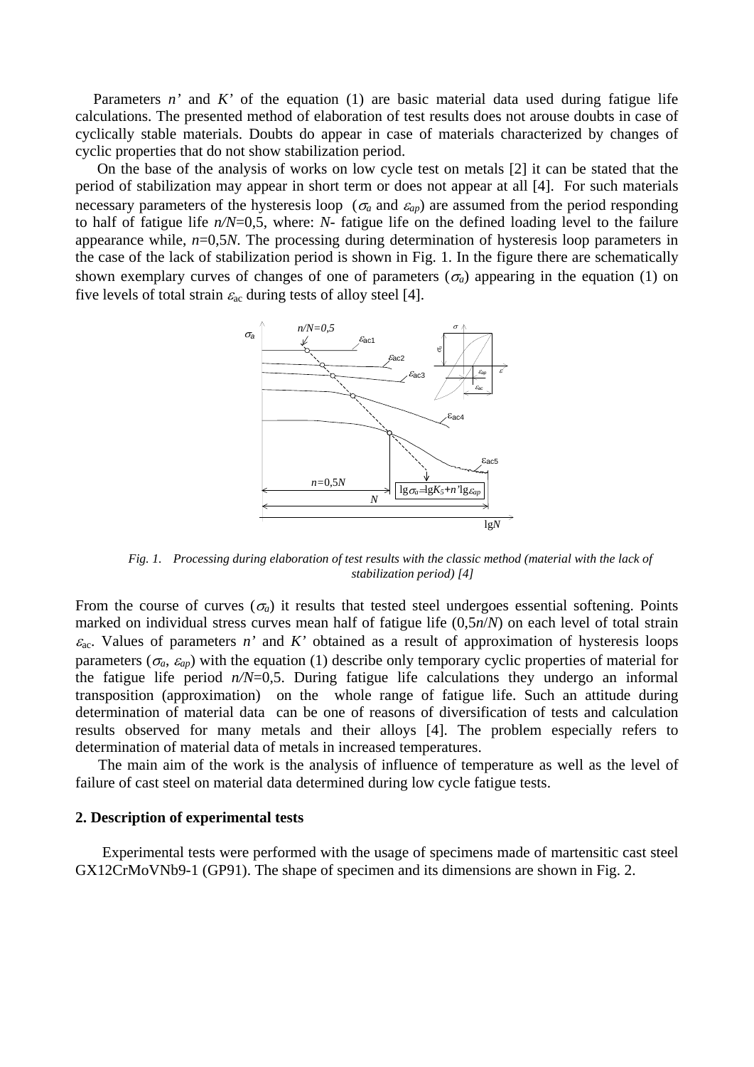Parameters $n'$ and $K'$ of the equation (1) are basic material data used during fatigue life calculations. The presented method of elaboration of test results does not arouse doubts in case of cyclically stable materials. Doubts do appear in case of materials characterized by changes of cyclic properties that do not show stabilization period.

On the base of the analysis of works on low cycle test on metals [2] it can be stated that the period of stabilization may appear in short term or does not appear at all [4]. For such materials necessary parameters of the hysteresis loop ($\sigma_a$ and $\varepsilon_{ap}$) are assumed from the period responding to half of fatigue life $n/N$=0,5, where: $N$- fatigue life on the defined loading level to the failure appearance while, $n$=0,5$N$. The processing during determination of hysteresis loop parameters in the case of the lack of stabilization period is shown in Fig. 1. In the figure there are schematically shown exemplary curves of changes of one of parameters ($\sigma_a$) appearing in the equation (1) on five levels of total strain $\varepsilon_{ac}$ during tests of alloy steel [4].

*Fig. 1. Processing during elaboration of test results with the classic method (material with the lack of stabilization period) [4]*

From the course of curves ($\sigma_a$) it results that tested steel undergoes essential softening. Points marked on individual stress curves mean half of fatigue life (0,5$n/N$) on each level of total strain $\varepsilon_{ac}$. Values of parameters $n'$ and $K'$ obtained as a result of approximation of hysteresis loops parameters ($\sigma_a$, $\varepsilon_{ap}$) with the equation (1) describe only temporary cyclic properties of material for the fatigue life period $n/N$=0,5. During fatigue life calculations they undergo an informal transposition (approximation) on the whole range of fatigue life. Such an attitude during determination of material data can be one of reasons of diversification of tests and calculation results observed for many metals and their alloys [4]. The problem especially refers to determination of material data of metals in increased temperatures.

The main aim of the work is the analysis of influence of temperature as well as the level of failure of cast steel on material data determined during low cycle fatigue tests.

## 2. Description of experimental tests

Experimental tests were performed with the usage of specimens made of martensitic cast steel GX12CrMoVNb9-1 (GP91). The shape of specimen and its dimensions are shown in Fig. 2.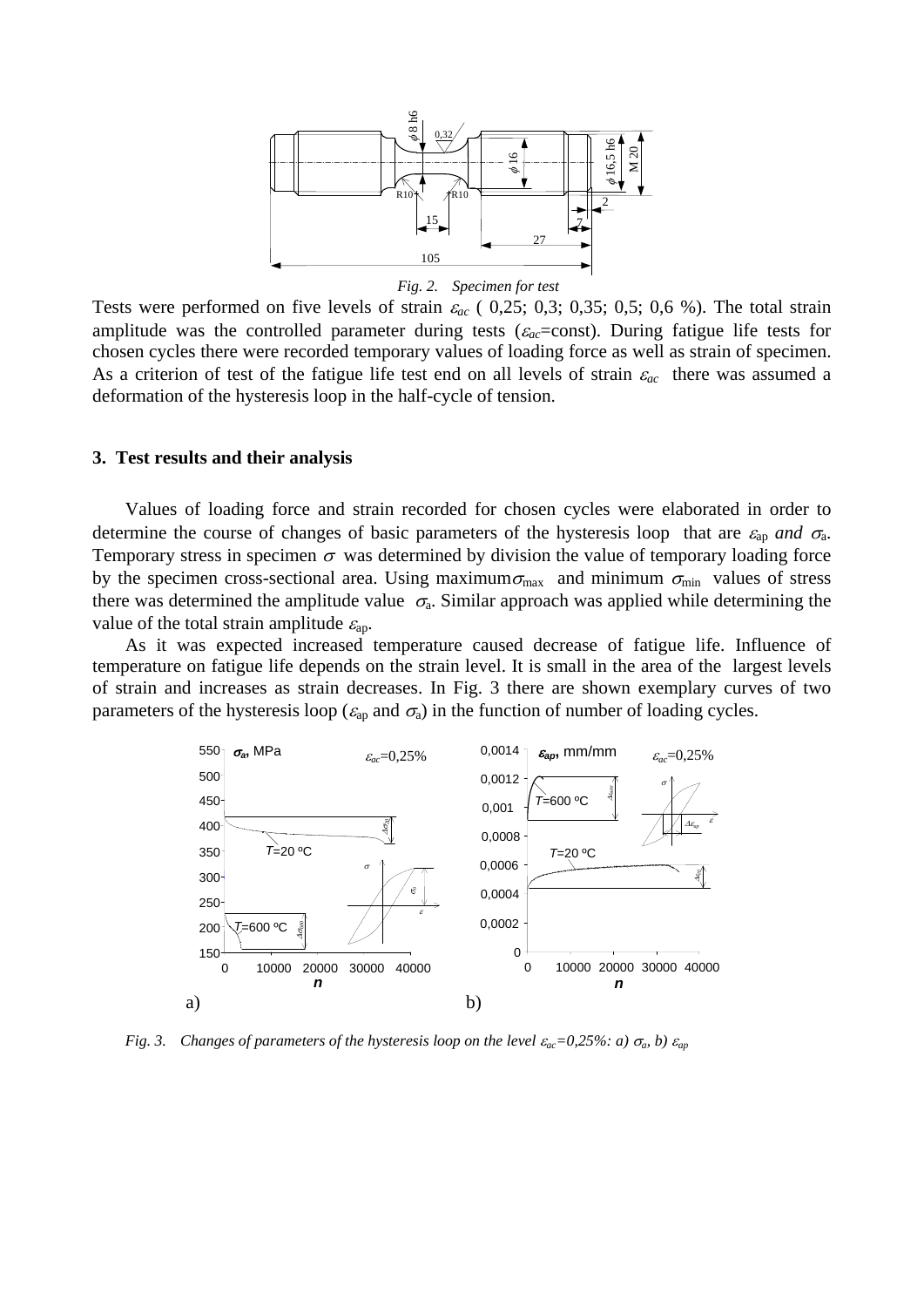*Fig. 2. Specimen for test*

Tests were performed on five levels of strain $\varepsilon_{ac}$ ( 0,25; 0,3; 0,35; 0,5; 0,6 %). The total strain amplitude was the controlled parameter during tests ($\varepsilon_{ac}$=const). During fatigue life tests for chosen cycles there were recorded temporary values of loading force as well as strain of specimen. As a criterion of test of the fatigue life test end on all levels of strain $\varepsilon_{ac}$ there was assumed a deformation of the hysteresis loop in the half-cycle of tension.

## 3. Test results and their analysis

Values of loading force and strain recorded for chosen cycles were elaborated in order to determine the course of changes of basic parameters of the hysteresis loop that are $\varepsilon_{ap}$ *and* $\sigma_a$. Temporary stress in specimen $\sigma$ was determined by division the value of temporary loading force by the specimen cross-sectional area. Using maximum $\sigma_{max}$ and minimum $\sigma_{min}$ values of stress there was determined the amplitude value $\sigma_a$. Similar approach was applied while determining the value of the total strain amplitude $\varepsilon_{ap}$.

As it was expected increased temperature caused decrease of fatigue life. Influence of temperature on fatigue life depends on the strain level. It is small in the area of the largest levels of strain and increases as strain decreases. In Fig. 3 there are shown exemplary curves of two parameters of the hysteresis loop ($\varepsilon_{ap}$ and $\sigma_a$) in the function of number of loading cycles.

*Fig. 3. Changes of parameters of the hysteresis loop on the level $\varepsilon_{ac}$=0,25%: a) $\sigma_a$, b) $\varepsilon_{ap}$*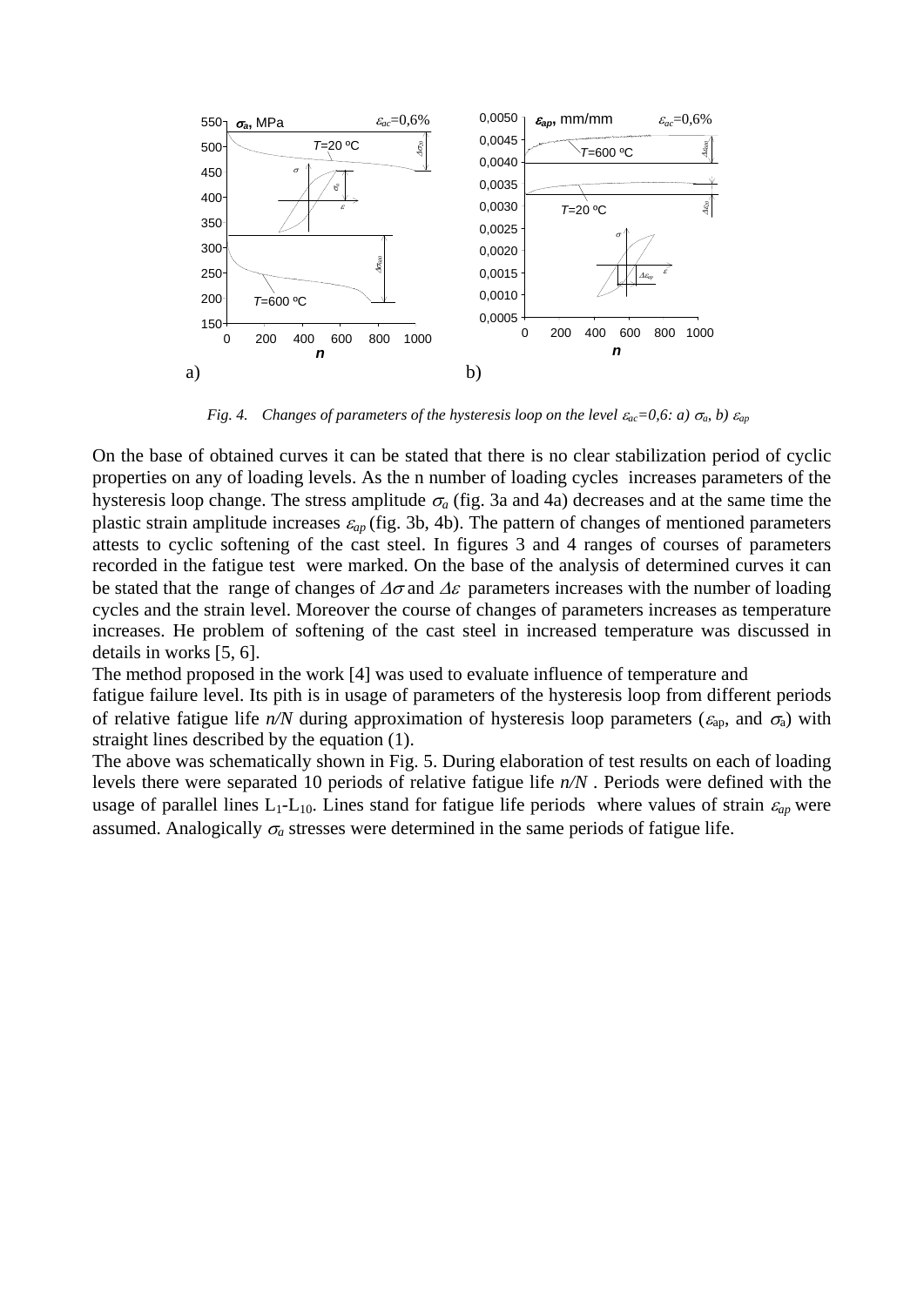*Fig. 4. Changes of parameters of the hysteresis loop on the level $\varepsilon_{ac}$=0,6: a) $\sigma_a$, b) $\varepsilon_{ap}$*

On the base of obtained curves it can be stated that there is no clear stabilization period of cyclic properties on any of loading levels. As the n number of loading cycles increases parameters of the hysteresis loop change. The stress amplitude $\sigma_a$ (fig. 3a and 4a) decreases and at the same time the plastic strain amplitude increases $\varepsilon_{ap}$ (fig. 3b, 4b). The pattern of changes of mentioned parameters attests to cyclic softening of the cast steel. In figures 3 and 4 ranges of courses of parameters recorded in the fatigue test were marked. On the base of the analysis of determined curves it can be stated that the range of changes of $\Delta\sigma$ and $\Delta\varepsilon$ parameters increases with the number of loading cycles and the strain level. Moreover the course of changes of parameters increases as temperature increases. He problem of softening of the cast steel in increased temperature was discussed in details in works [5, 6].

The method proposed in the work [4] was used to evaluate influence of temperature and fatigue failure level. Its pith is in usage of parameters of the hysteresis loop from different periods of relative fatigue life *n/N* during approximation of hysteresis loop parameters ($\varepsilon_{ap}$, and $\sigma_a$) with straight lines described by the equation (1).

The above was schematically shown in Fig. 5. During elaboration of test results on each of loading levels there were separated 10 periods of relative fatigue life *n/N* . Periods were defined with the usage of parallel lines $L_1$-$L_{10}$. Lines stand for fatigue life periods where values of strain $\varepsilon_{ap}$ were assumed. Analogically $\sigma_a$ stresses were determined in the same periods of fatigue life.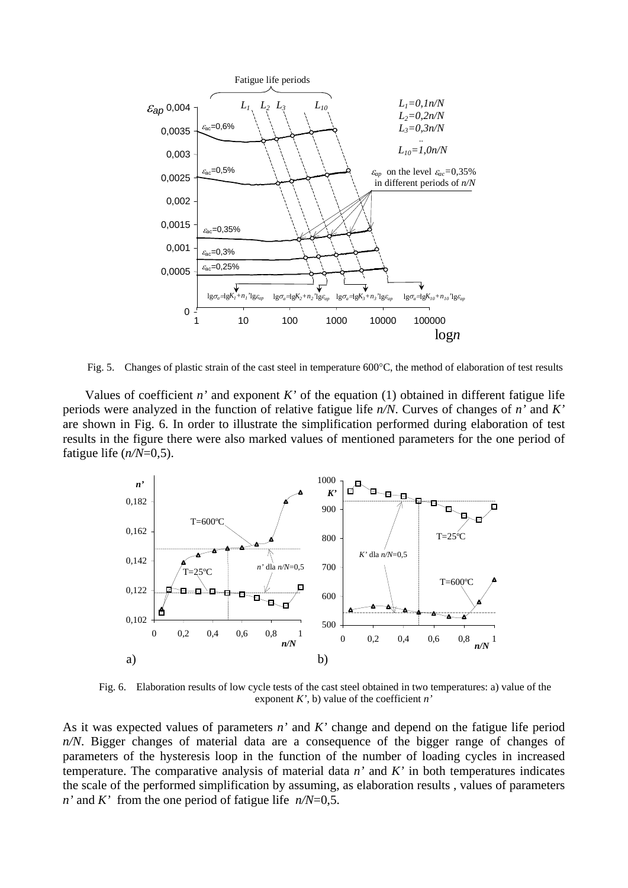Fig. 5. Changes of plastic strain of the cast steel in temperature 600°C, the method of elaboration of test results

Values of coefficient $n'$ and exponent $K'$ of the equation (1) obtained in different fatigue life periods were analyzed in the function of relative fatigue life $n/N$. Curves of changes of $n'$ and $K'$ are shown in Fig. 6. In order to illustrate the simplification performed during elaboration of test results in the figure there were also marked values of mentioned parameters for the one period of fatigue life ($n/N$=0,5).

Fig. 6. Elaboration results of low cycle tests of the cast steel obtained in two temperatures: a) value of the exponent $K'$, b) value of the coefficient $n'$

As it was expected values of parameters $n'$ and $K'$ change and depend on the fatigue life period $n/N$. Bigger changes of material data are a consequence of the bigger range of changes of parameters of the hysteresis loop in the function of the number of loading cycles in increased temperature. The comparative analysis of material data $n'$ and $K'$ in both temperatures indicates the scale of the performed simplification by assuming, as elaboration results , values of parameters $n'$ and $K'$ from the one period of fatigue life $n/N$=0,5.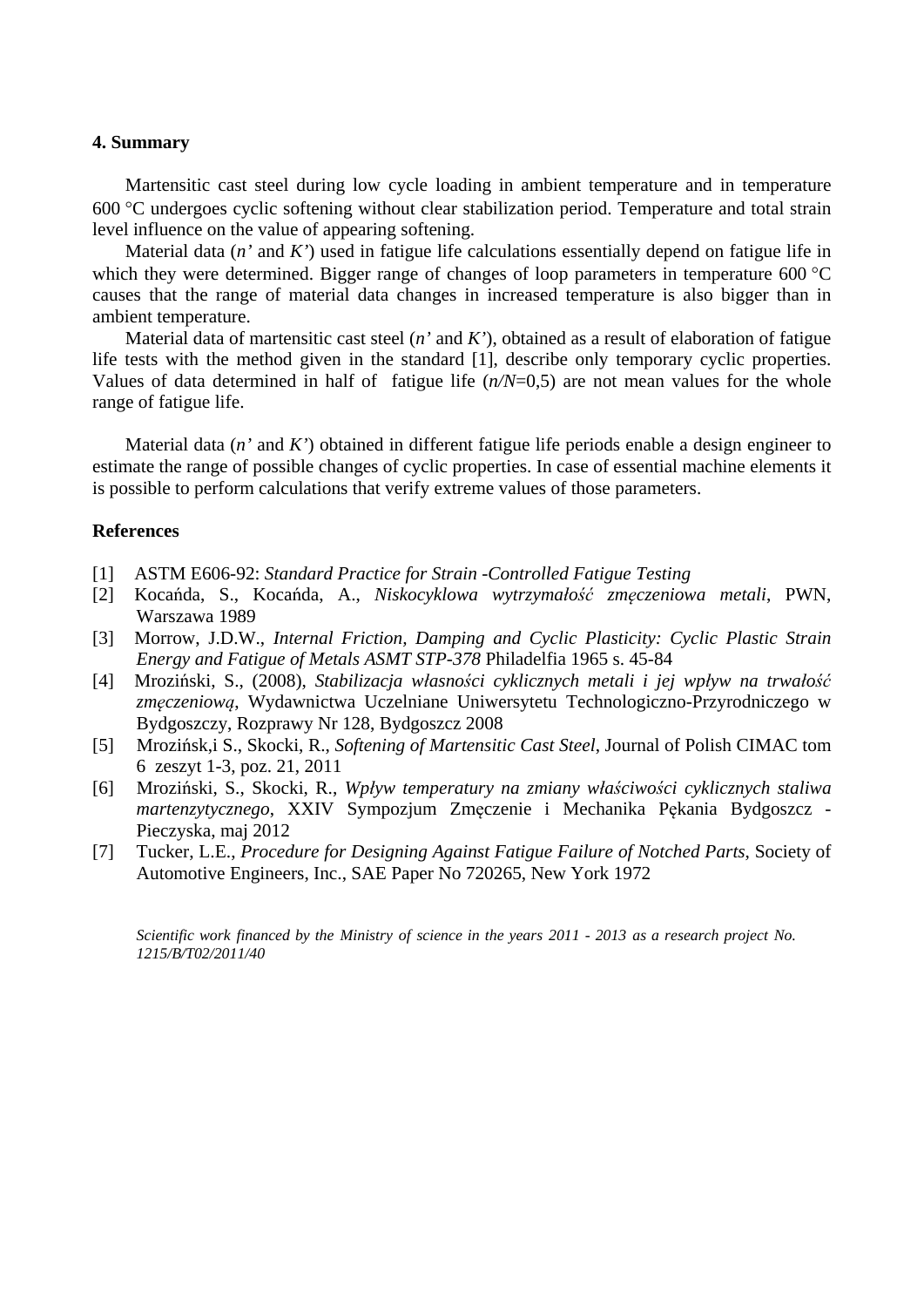## 4. Summary

Martensitic cast steel during low cycle loading in ambient temperature and in temperature 600 °C undergoes cyclic softening without clear stabilization period. Temperature and total strain level influence on the value of appearing softening.

Material data (*n'* and *K'*) used in fatigue life calculations essentially depend on fatigue life in which they were determined. Bigger range of changes of loop parameters in temperature 600 °C causes that the range of material data changes in increased temperature is also bigger than in ambient temperature.

Material data of martensitic cast steel (*n'* and *K'*), obtained as a result of elaboration of fatigue life tests with the method given in the standard [1], describe only temporary cyclic properties. Values of data determined in half of fatigue life ($n/N$=0,5) are not mean values for the whole range of fatigue life.

Material data (*n'* and *K'*) obtained in different fatigue life periods enable a design engineer to estimate the range of possible changes of cyclic properties. In case of essential machine elements it is possible to perform calculations that verify extreme values of those parameters.

## References

[1] ASTM E606-92: *Standard Practice for Strain -Controlled Fatigue Testing*

[2] Kocańda, S., Kocańda, A., *Niskocyklowa wytrzymałość zmęczeniowa metali*, PWN, Warszawa 1989

[3] Morrow, J.D.W., *Internal Friction, Damping and Cyclic Plasticity: Cyclic Plastic Strain Energy and Fatigue of Metals ASMT STP-378* Philadelfia 1965 s. 45-84

[4] Mroziński, S., (2008), *Stabilizacja własności cyklicznych metali i jej wpływ na trwałość zmęczeniową*, Wydawnictwa Uczelniane Uniwersytetu Technologiczno-Przyrodniczego w Bydgoszczy, Rozprawy Nr 128, Bydgoszcz 2008

[5] Mrozińsk,i S., Skocki, R., *Softening of Martensitic Cast Steel*, Journal of Polish CIMAC tom 6 zeszyt 1-3, poz. 21, 2011

[6] Mroziński, S., Skocki, R., *Wpływ temperatury na zmiany właściwości cyklicznych staliwa martenzytycznego*, XXIV Sympozjum Zmęczenie i Mechanika Pękania Bydgoszcz - Pieczyska, maj 2012

[7] Tucker, L.E., *Procedure for Designing Against Fatigue Failure of Notched Parts*, Society of Automotive Engineers, Inc., SAE Paper No 720265, New York 1972

*Scientific work financed by the Ministry of science in the years 2011 - 2013 as a research project No. 1215/B/T02/2011/40*